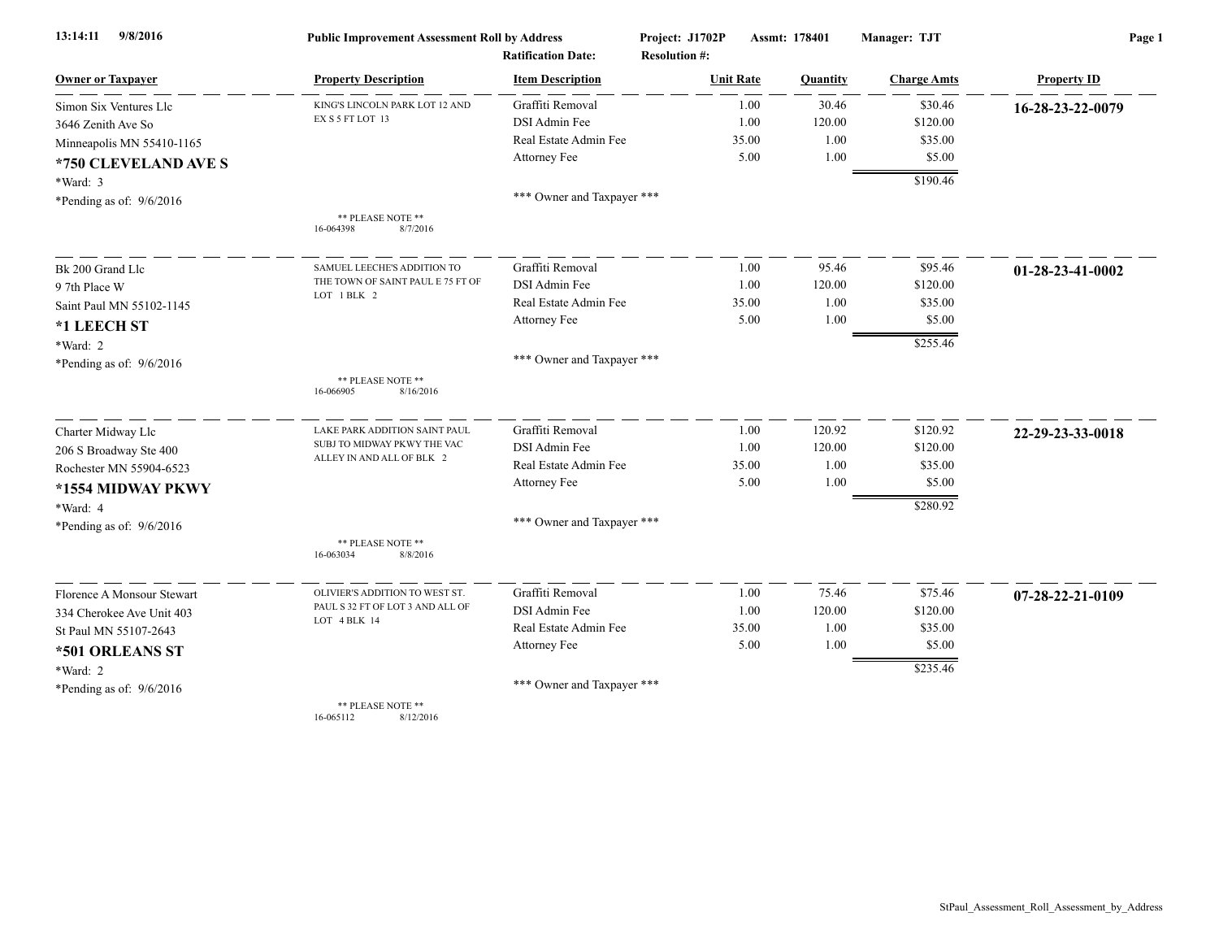13:14:11 9/8/2016

**Public Improvement Assessment Roll by Address**

**Project: J1702P** **Assmt: 178401** **Manager: TJT**

**Ratification Date:** **Resolution #:**

| Owner or Taxpayer | Property Description | Item Description | Unit Rate | Quantity | Charge Amts | Property ID |
|---|---|---|---|---|---|---|
| Simon Six Ventures Llc | KING'S LINCOLN PARK LOT 12 AND EX S 5 FT LOT 13 | Graffiti Removal | 1.00 | 30.46 | $30.46 | **16-28-23-22-0079** |
| 3646 Zenith Ave So | | DSI Admin Fee | 1.00 | 120.00 | $120.00 | |
| Minneapolis MN 55410-1165 | | Real Estate Admin Fee | 35.00 | 1.00 | $35.00 | |
| ***750 CLEVELAND AVE S** | | Attorney Fee | 5.00 | 1.00 | $5.00 | |
| *Ward: 3 | | | | | $190.46 | |
| *Pending as of: 9/6/2016 | ** PLEASE NOTE ** 16-064398 8/7/2016 | *** Owner and Taxpayer *** | | | | |
| Bk 200 Grand Llc | SAMUEL LEECHE'S ADDITION TO THE TOWN OF SAINT PAUL E 75 FT OF LOT 1 BLK 2 | Graffiti Removal | 1.00 | 95.46 | $95.46 | **01-28-23-41-0002** |
| 9 7th Place W | | DSI Admin Fee | 1.00 | 120.00 | $120.00 | |
| Saint Paul MN 55102-1145 | | Real Estate Admin Fee | 35.00 | 1.00 | $35.00 | |
| ***1 LEECH ST** | | Attorney Fee | 5.00 | 1.00 | $5.00 | |
| *Ward: 2 | | | | | $255.46 | |
| *Pending as of: 9/6/2016 | ** PLEASE NOTE ** 16-066905 8/16/2016 | *** Owner and Taxpayer *** | | | | |
| Charter Midway Llc | LAKE PARK ADDITION SAINT PAUL SUBJ TO MIDWAY PKWY THE VAC ALLEY IN AND ALL OF BLK 2 | Graffiti Removal | 1.00 | 120.92 | $120.92 | **22-29-23-33-0018** |
| 206 S Broadway Ste 400 | | DSI Admin Fee | 1.00 | 120.00 | $120.00 | |
| Rochester MN 55904-6523 | | Real Estate Admin Fee | 35.00 | 1.00 | $35.00 | |
| ***1554 MIDWAY PKWY** | | Attorney Fee | 5.00 | 1.00 | $5.00 | |
| *Ward: 4 | | | | | $280.92 | |
| *Pending as of: 9/6/2016 | ** PLEASE NOTE ** 16-063034 8/8/2016 | *** Owner and Taxpayer *** | | | | |
| Florence A Monsour Stewart | OLIVIER'S ADDITION TO WEST ST. PAUL S 32 FT OF LOT 3 AND ALL OF LOT 4 BLK 14 | Graffiti Removal | 1.00 | 75.46 | $75.46 | **07-28-22-21-0109** |
| 334 Cherokee Ave Unit 403 | | DSI Admin Fee | 1.00 | 120.00 | $120.00 | |
| St Paul MN 55107-2643 | | Real Estate Admin Fee | 35.00 | 1.00 | $35.00 | |
| ***501 ORLEANS ST** | | Attorney Fee | 5.00 | 1.00 | $5.00 | |
| *Ward: 2 | | | | | $235.46 | |
| *Pending as of: 9/6/2016 | ** PLEASE NOTE ** 16-065112 8/12/2016 | *** Owner and Taxpayer *** | | | | |

StPaul_Assessment_Roll_Assessment_by_Address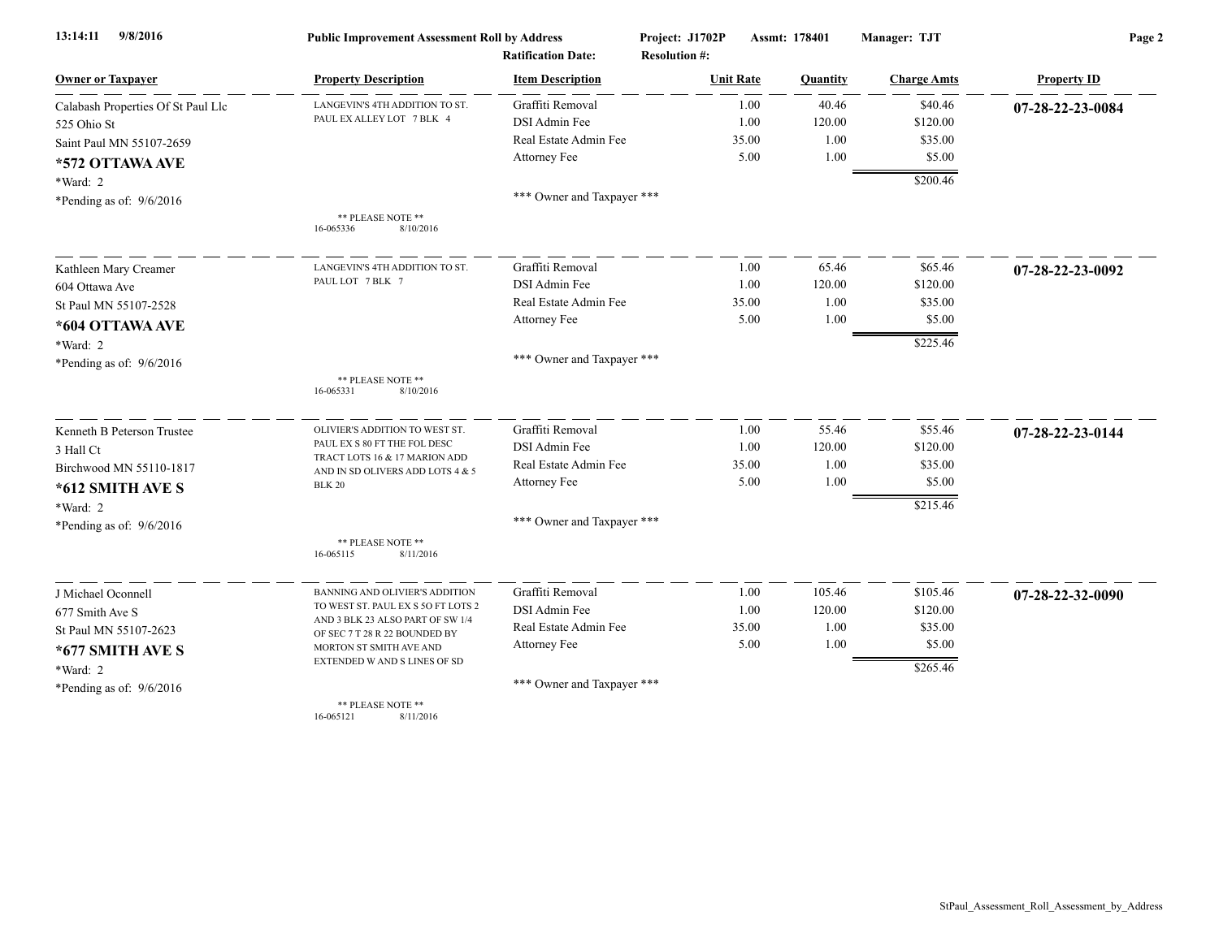**Public Improvement Assessment Roll by Address** | Project: J1702P | Assmt: 178401 | Manager: TJT

Ratification Date: | Resolution #:

| Owner or Taxpayer | Property Description | Item Description | Unit Rate | Quantity | Charge Amts | Property ID |
|---|---|---|---|---|---|---|
| Calabash Properties Of St Paul Llc<br>525 Ohio St<br>Saint Paul MN 55107-2659<br>**\*572 OTTAWA AVE**<br>\*Ward: 2<br>\*Pending as of: 9/6/2016 | LANGEVIN'S 4TH ADDITION TO ST. PAUL EX ALLEY LOT 7 BLK 4<br>** PLEASE NOTE **<br>16-065336 8/10/2016 | Graffiti Removal<br>DSI Admin Fee<br>Real Estate Admin Fee<br>Attorney Fee<br><br>\*\*\* Owner and Taxpayer \*\*\* | 1.00<br>1.00<br>35.00<br>5.00 | 40.46<br>120.00<br>1.00<br>1.00 | $40.46<br>$120.00<br>$35.00<br>$5.00<br>$200.46 | **07-28-22-23-0084** |
| Kathleen Mary Creamer<br>604 Ottawa Ave<br>St Paul MN 55107-2528<br>**\*604 OTTAWA AVE**<br>\*Ward: 2<br>\*Pending as of: 9/6/2016 | LANGEVIN'S 4TH ADDITION TO ST. PAUL LOT 7 BLK 7<br>** PLEASE NOTE **<br>16-065331 8/10/2016 | Graffiti Removal<br>DSI Admin Fee<br>Real Estate Admin Fee<br>Attorney Fee<br><br>\*\*\* Owner and Taxpayer \*\*\* | 1.00<br>1.00<br>35.00<br>5.00 | 65.46<br>120.00<br>1.00<br>1.00 | $65.46<br>$120.00<br>$35.00<br>$5.00<br>$225.46 | **07-28-22-23-0092** |
| Kenneth B Peterson Trustee<br>3 Hall Ct<br>Birchwood MN 55110-1817<br>**\*612 SMITH AVE S**<br>\*Ward: 2<br>\*Pending as of: 9/6/2016 | OLIVIER'S ADDITION TO WEST ST. PAUL EX S 80 FT THE FOL DESC TRACT LOTS 16 & 17 MARION ADD AND IN SD OLIVERS ADD LOTS 4 & 5 BLK 20<br>** PLEASE NOTE **<br>16-065115 8/11/2016 | Graffiti Removal<br>DSI Admin Fee<br>Real Estate Admin Fee<br>Attorney Fee<br><br>\*\*\* Owner and Taxpayer \*\*\* | 1.00<br>1.00<br>35.00<br>5.00 | 55.46<br>120.00<br>1.00<br>1.00 | $55.46<br>$120.00<br>$35.00<br>$5.00<br>$215.46 | **07-28-22-23-0144** |
| J Michael Oconnell<br>677 Smith Ave S<br>St Paul MN 55107-2623<br>**\*677 SMITH AVE S**<br>\*Ward: 2<br>\*Pending as of: 9/6/2016 | BANNING AND OLIVIER'S ADDITION TO WEST ST. PAUL EX S 5O FT LOTS 2 AND 3 BLK 23 ALSO PART OF SW 1/4 OF SEC 7 T 28 R 22 BOUNDED BY MORTON ST SMITH AVE AND EXTENDED W AND S LINES OF SD<br>** PLEASE NOTE **<br>16-065121 8/11/2016 | Graffiti Removal<br>DSI Admin Fee<br>Real Estate Admin Fee<br>Attorney Fee<br><br>\*\*\* Owner and Taxpayer \*\*\* | 1.00<br>1.00<br>35.00<br>5.00 | 105.46<br>120.00<br>1.00<br>1.00 | $105.46<br>$120.00<br>$35.00<br>$5.00<br>$265.46 | **07-28-22-32-0090** |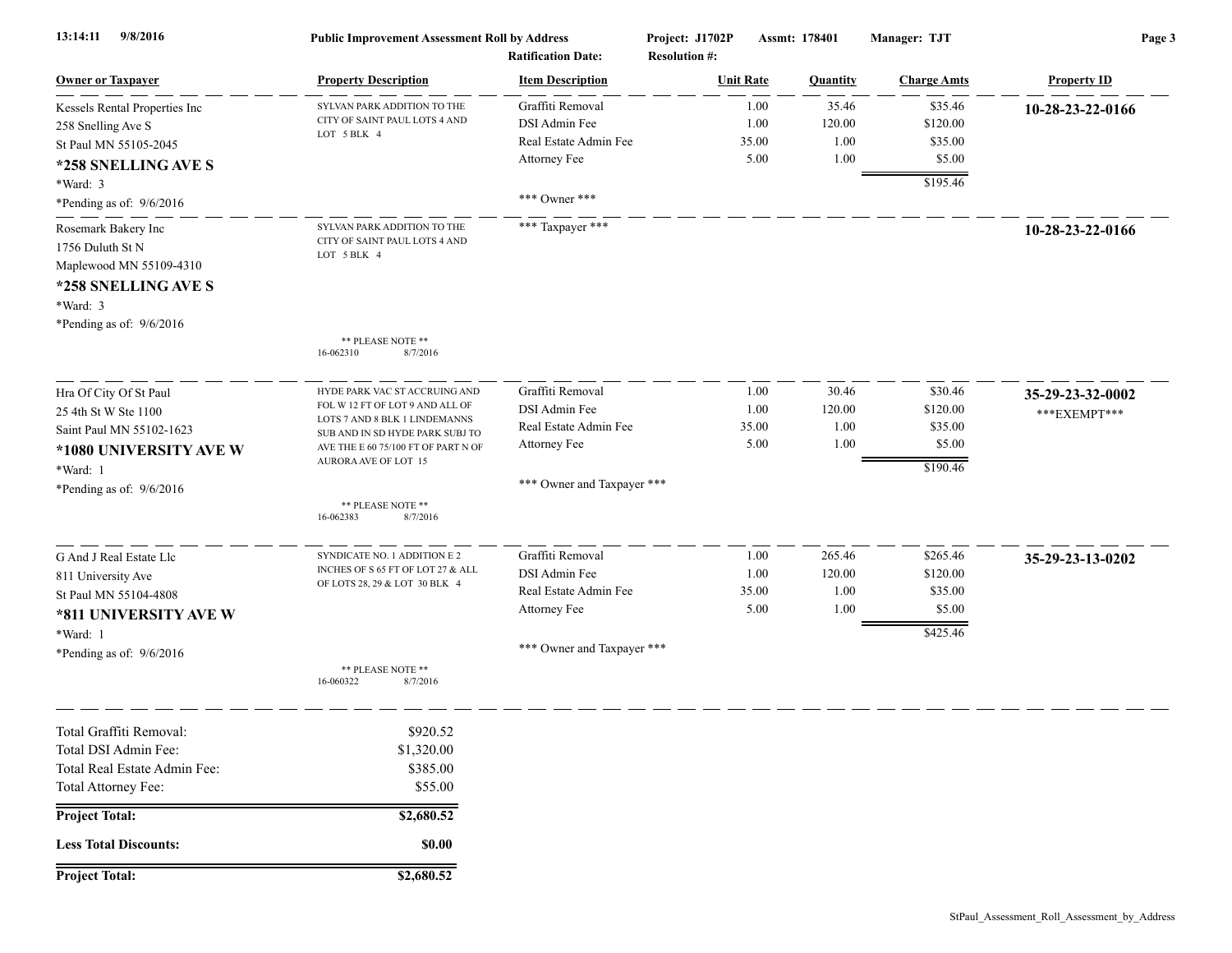13:14:11 9/8/2016 **Public Improvement Assessment Roll by Address** **Project: J1702P** **Assmt: 178401** **Manager: TJT**

**Ratification Date:** **Resolution #:**

| Owner or Taxpayer | Property Description | Item Description | Unit Rate | Quantity | Charge Amts | Property ID |
|---|---|---|---|---|---|---|
| Kessels Rental Properties Inc<br>258 Snelling Ave S<br>St Paul MN 55105-2045<br>**\*258 SNELLING AVE S**<br>\*Ward: 3<br>\*Pending as of: 9/6/2016 | SYLVAN PARK ADDITION TO THE CITY OF SAINT PAUL LOTS 4 AND LOT 5 BLK 4 | Graffiti Removal<br>DSI Admin Fee<br>Real Estate Admin Fee<br>Attorney Fee<br><br>\*\*\* Owner \*\*\* | 1.00<br>1.00<br>35.00<br>5.00 | 35.46<br>120.00<br>1.00<br>1.00 | $35.46<br>$120.00<br>$35.00<br>$5.00<br>$195.46 | **10-28-23-22-0166** |
| Rosemark Bakery Inc<br>1756 Duluth St N<br>Maplewood MN 55109-4310<br>**\*258 SNELLING AVE S**<br>\*Ward: 3<br>\*Pending as of: 9/6/2016 | SYLVAN PARK ADDITION TO THE CITY OF SAINT PAUL LOTS 4 AND LOT 5 BLK 4<br><br>\*\* PLEASE NOTE \*\*<br>16-062310 8/7/2016 | \*\*\* Taxpayer \*\*\* | | | | **10-28-23-22-0166** |
| Hra Of City Of St Paul<br>25 4th St W Ste 1100<br>Saint Paul MN 55102-1623<br>**\*1080 UNIVERSITY AVE W**<br>\*Ward: 1<br>\*Pending as of: 9/6/2016 | HYDE PARK VAC ST ACCRUING AND FOL W 12 FT OF LOT 9 AND ALL OF LOTS 7 AND 8 BLK 1 LINDEMANNS SUB AND IN SD HYDE PARK SUBJ TO AVE THE E 60 75/100 FT OF PART N OF AURORA AVE OF LOT 15<br><br>\*\* PLEASE NOTE \*\*<br>16-062383 8/7/2016 | Graffiti Removal<br>DSI Admin Fee<br>Real Estate Admin Fee<br>Attorney Fee<br><br>\*\*\* Owner and Taxpayer \*\*\* | 1.00<br>1.00<br>35.00<br>5.00 | 30.46<br>120.00<br>1.00<br>1.00 | $30.46<br>$120.00<br>$35.00<br>$5.00<br>$190.46 | **35-29-23-32-0002**<br>\*\*\*EXEMPT\*\*\* |
| G And J Real Estate Llc<br>811 University Ave<br>St Paul MN 55104-4808<br>**\*811 UNIVERSITY AVE W**<br>\*Ward: 1<br>\*Pending as of: 9/6/2016 | SYNDICATE NO. 1 ADDITION E 2 INCHES OF S 65 FT OF LOT 27 & ALL OF LOTS 28, 29 & LOT 30 BLK 4<br><br>\*\* PLEASE NOTE \*\*<br>16-060322 8/7/2016 | Graffiti Removal<br>DSI Admin Fee<br>Real Estate Admin Fee<br>Attorney Fee<br><br>\*\*\* Owner and Taxpayer \*\*\* | 1.00<br>1.00<br>35.00<br>5.00 | 265.46<br>120.00<br>1.00<br>1.00 | $265.46<br>$120.00<br>$35.00<br>$5.00<br>$425.46 | **35-29-23-13-0202** |

| | |
|---|---|
| Total Graffiti Removal: | $920.52 |
| Total DSI Admin Fee: | $1,320.00 |
| Total Real Estate Admin Fee: | $385.00 |
| Total Attorney Fee: | $55.00 |
| **Project Total:** | **$2,680.52** |
| **Less Total Discounts:** | **$0.00** |
| **Project Total:** | **$2,680.52** |

StPaul_Assessment_Roll_Assessment_by_Address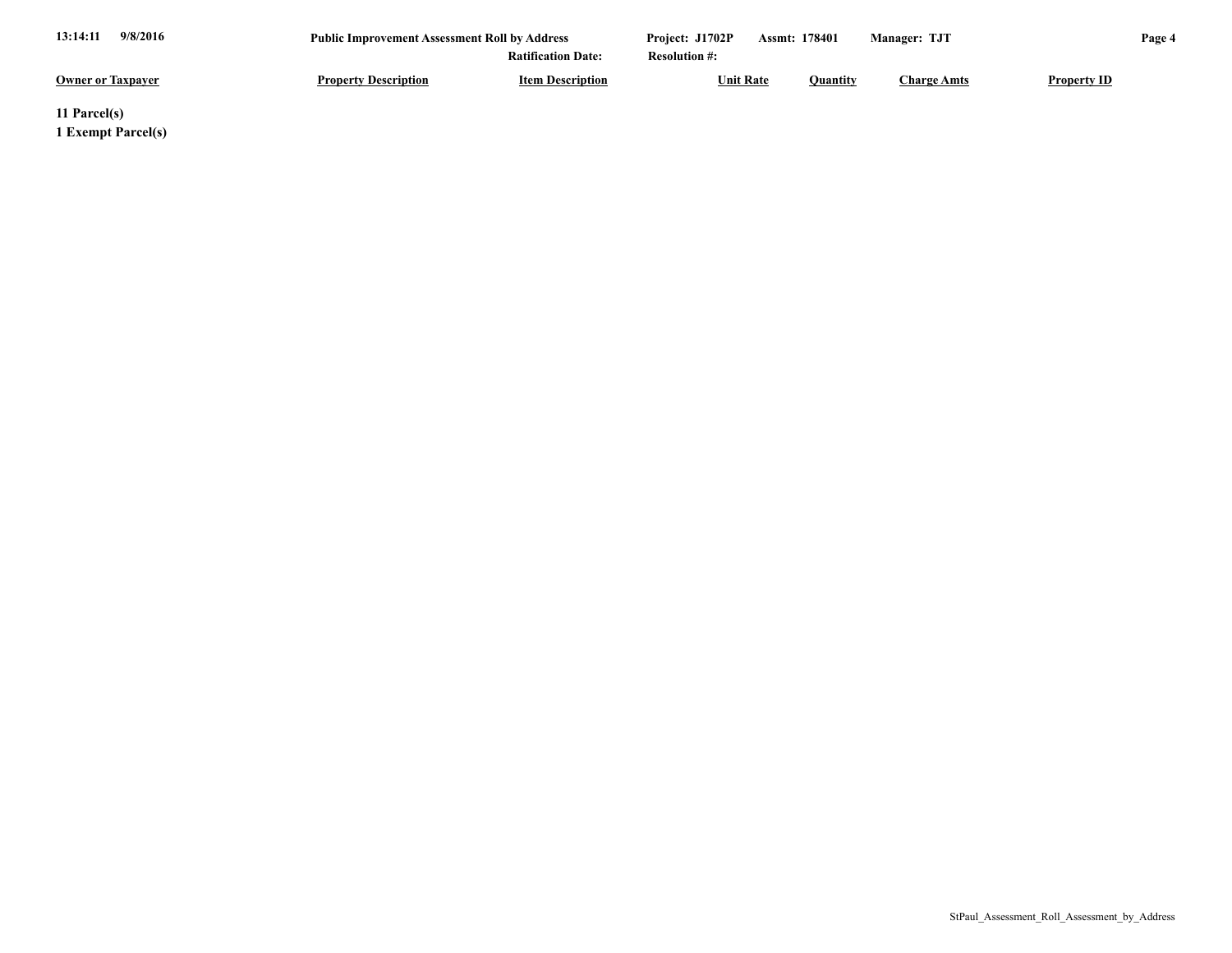| Owner or Taxpayer | Property Description | Item Description | Unit Rate | Quantity | Charge Amts | Property ID |
|---|---|---|---|---|---|---|

**11 Parcel(s)**
**1 Exempt Parcel(s)**